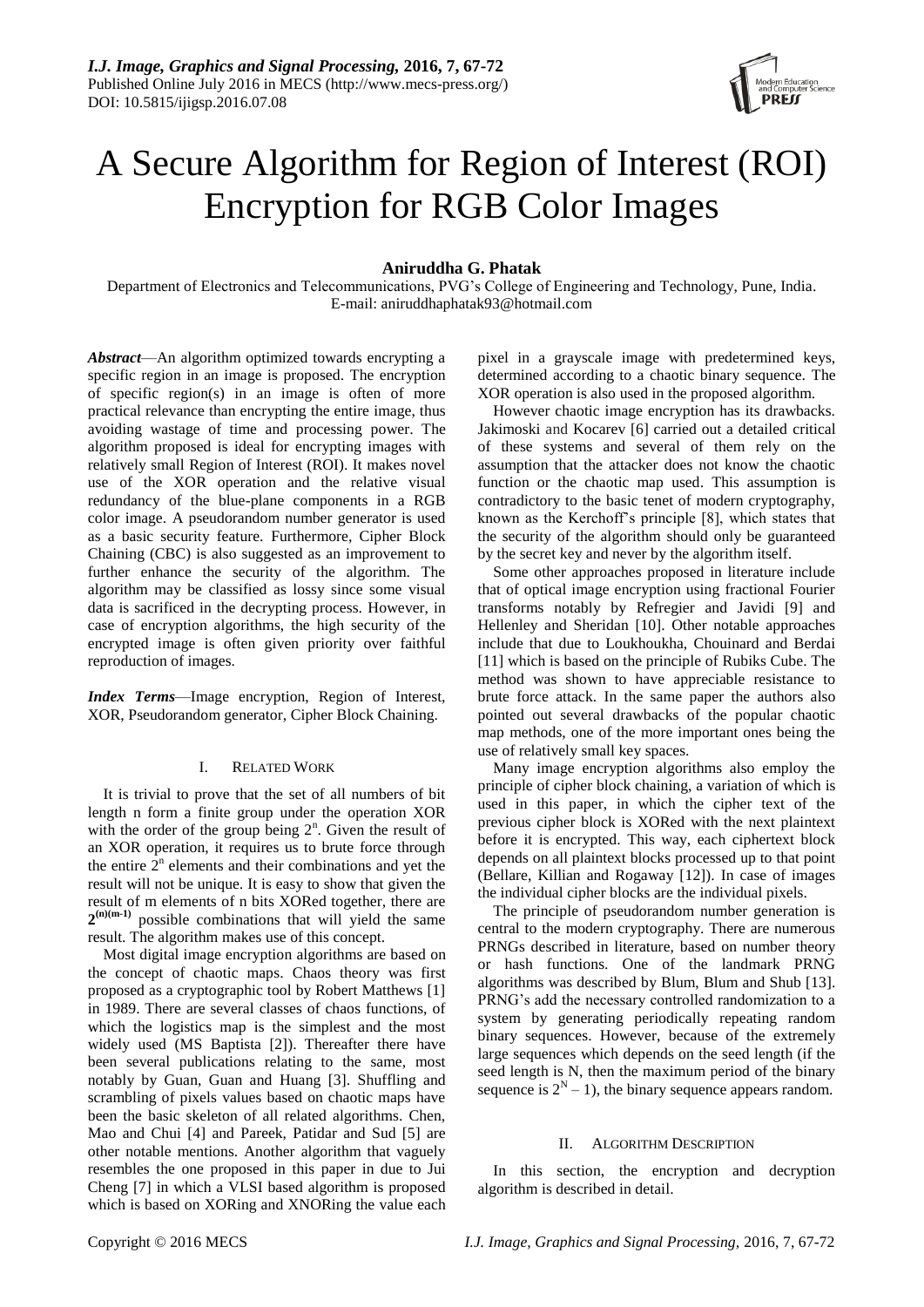# A Secure Algorithm for Region of Interest (ROI) Encryption for RGB Color Images

**Aniruddha G. Phatak**

Department of Electronics and Telecommunications, PVG's College of Engineering and Technology, Pune, India.
E-mail: aniruddhaphatak93@hotmail.com

***Abstract***—An algorithm optimized towards encrypting a specific region in an image is proposed. The encryption of specific region(s) in an image is often of more practical relevance than encrypting the entire image, thus avoiding wastage of time and processing power. The algorithm proposed is ideal for encrypting images with relatively small Region of Interest (ROI). It makes novel use of the XOR operation and the relative visual redundancy of the blue-plane components in a RGB color image. A pseudorandom number generator is used as a basic security feature. Furthermore, Cipher Block Chaining (CBC) is also suggested as an improvement to further enhance the security of the algorithm. The algorithm may be classified as lossy since some visual data is sacrificed in the decrypting process. However, in case of encryption algorithms, the high security of the encrypted image is often given priority over faithful reproduction of images.

***Index Terms***—Image encryption, Region of Interest, XOR, Pseudorandom generator, Cipher Block Chaining.

## I. Related Work

It is trivial to prove that the set of all numbers of bit length n form a finite group under the operation XOR with the order of the group being $2^n$. Given the result of an XOR operation, it requires us to brute force through the entire $2^n$ elements and their combinations and yet the result will not be unique. It is easy to show that given the result of m elements of n bits XORed together, there are $\mathbf{2^{(n)(m-1)}}$ possible combinations that will yield the same result. The algorithm makes use of this concept.

Most digital image encryption algorithms are based on the concept of chaotic maps. Chaos theory was first proposed as a cryptographic tool by Robert Matthews [1] in 1989. There are several classes of chaos functions, of which the logistics map is the simplest and the most widely used (MS Baptista [2]). Thereafter there have been several publications relating to the same, most notably by Guan, Guan and Huang [3]. Shuffling and scrambling of pixels values based on chaotic maps have been the basic skeleton of all related algorithms. Chen, Mao and Chui [4] and Pareek, Patidar and Sud [5] are other notable mentions. Another algorithm that vaguely resembles the one proposed in this paper in due to Jui Cheng [7] in which a VLSI based algorithm is proposed which is based on XORing and XNORing the value each pixel in a grayscale image with predetermined keys, determined according to a chaotic binary sequence. The XOR operation is also used in the proposed algorithm.

However chaotic image encryption has its drawbacks. Jakimoski and Kocarev [6] carried out a detailed critical of these systems and several of them rely on the assumption that the attacker does not know the chaotic function or the chaotic map used. This assumption is contradictory to the basic tenet of modern cryptography, known as the Kerchoff's principle [8], which states that the security of the algorithm should only be guaranteed by the secret key and never by the algorithm itself.

Some other approaches proposed in literature include that of optical image encryption using fractional Fourier transforms notably by Refregier and Javidi [9] and Hellenley and Sheridan [10]. Other notable approaches include that due to Loukhoukha, Chouinard and Berdai [11] which is based on the principle of Rubiks Cube. The method was shown to have appreciable resistance to brute force attack. In the same paper the authors also pointed out several drawbacks of the popular chaotic map methods, one of the more important ones being the use of relatively small key spaces.

Many image encryption algorithms also employ the principle of cipher block chaining, a variation of which is used in this paper, in which the cipher text of the previous cipher block is XORed with the next plaintext before it is encrypted. This way, each ciphertext block depends on all plaintext blocks processed up to that point (Bellare, Killian and Rogaway [12]). In case of images the individual cipher blocks are the individual pixels.

The principle of pseudorandom number generation is central to the modern cryptography. There are numerous PRNGs described in literature, based on number theory or hash functions. One of the landmark PRNG algorithms was described by Blum, Blum and Shub [13]. PRNG's add the necessary controlled randomization to a system by generating periodically repeating random binary sequences. However, because of the extremely large sequences which depends on the seed length (if the seed length is N, then the maximum period of the binary sequence is $2^N - 1$), the binary sequence appears random.

## II. Algorithm Description

In this section, the encryption and decryption algorithm is described in detail.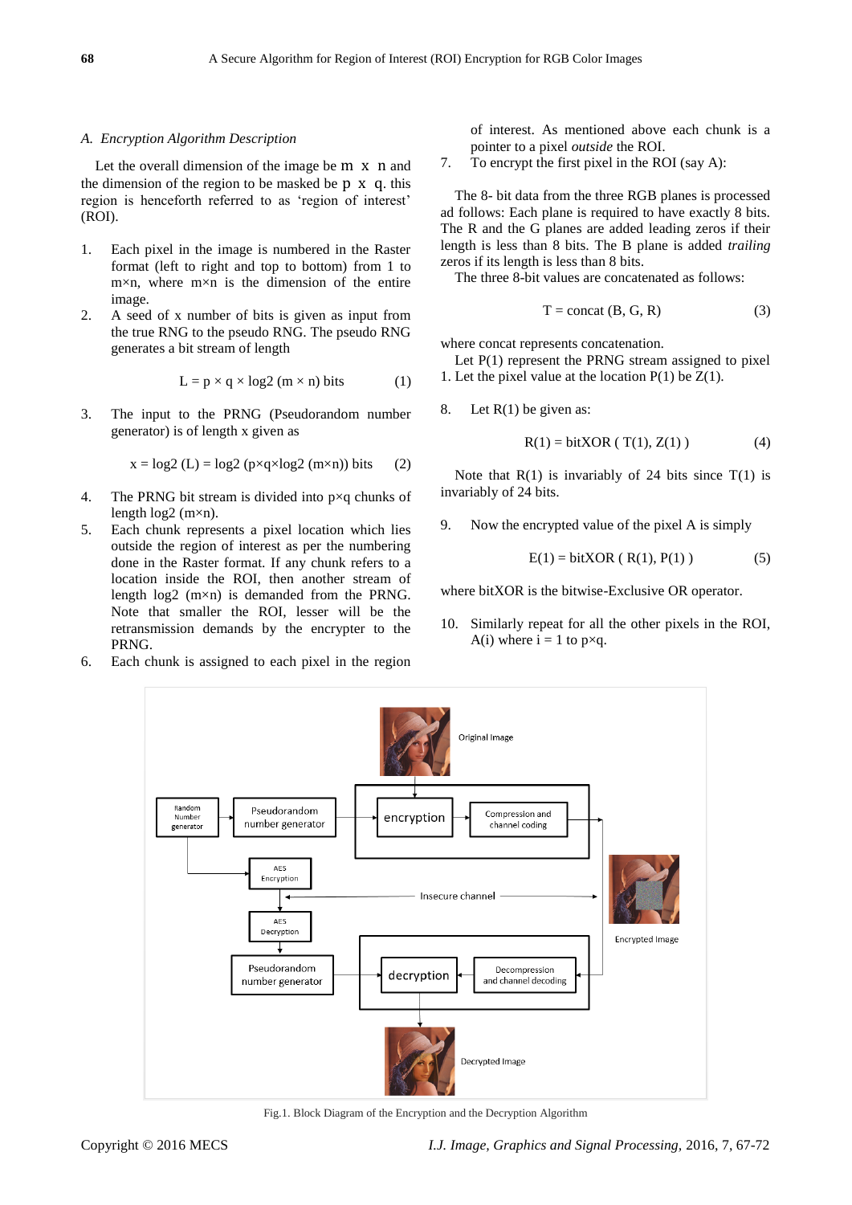### A. *Encryption Algorithm Description*

Let the overall dimension of the image be $m \times n$ and the dimension of the region to be masked be $p \times q$. this region is henceforth referred to as 'region of interest' (ROI).

1. Each pixel in the image is numbered in the Raster format (left to right and top to bottom) from 1 to m×n, where m×n is the dimension of the entire image.
2. A seed of x number of bits is given as input from the true RNG to the pseudo RNG. The pseudo RNG generates a bit stream of length

$$L = p \times q \times \log2\,(m \times n) \text{ bits} \qquad (1)$$

3. The input to the PRNG (Pseudorandom number generator) is of length x given as

$$x = \log2\,(L) = \log2\,(p\times q\times \log2\,(m\times n)) \text{ bits} \qquad (2)$$

4. The PRNG bit stream is divided into p×q chunks of length log2 (m×n).
5. Each chunk represents a pixel location which lies outside the region of interest as per the numbering done in the Raster format. If any chunk refers to a location inside the ROI, then another stream of length log2 (m×n) is demanded from the PRNG. Note that smaller the ROI, lesser will be the retransmission demands by the encrypter to the PRNG.
6. Each chunk is assigned to each pixel in the region of interest. As mentioned above each chunk is a pointer to a pixel *outside* the ROI.
7. To encrypt the first pixel in the ROI (say A):

The 8- bit data from the three RGB planes is processed ad follows: Each plane is required to have exactly 8 bits. The R and the G planes are added leading zeros if their length is less than 8 bits. The B plane is added *trailing* zeros if its length is less than 8 bits.

The three 8-bit values are concatenated as follows:

$$T = \text{concat}\,(B, G, R) \qquad (3)$$

where concat represents concatenation.

Let P(1) represent the PRNG stream assigned to pixel 1. Let the pixel value at the location P(1) be Z(1).

8. Let R(1) be given as:

$$R(1) = \text{bitXOR}\,(\,T(1), Z(1)\,) \qquad (4)$$

Note that R(1) is invariably of 24 bits since T(1) is invariably of 24 bits.

9. Now the encrypted value of the pixel A is simply

$$E(1) = \text{bitXOR}\,(\,R(1), P(1)\,) \qquad (5)$$

where bitXOR is the bitwise-Exclusive OR operator.

10. Similarly repeat for all the other pixels in the ROI, A(i) where i = 1 to p×q.

Fig.1. Block Diagram of the Encryption and the Decryption Algorithm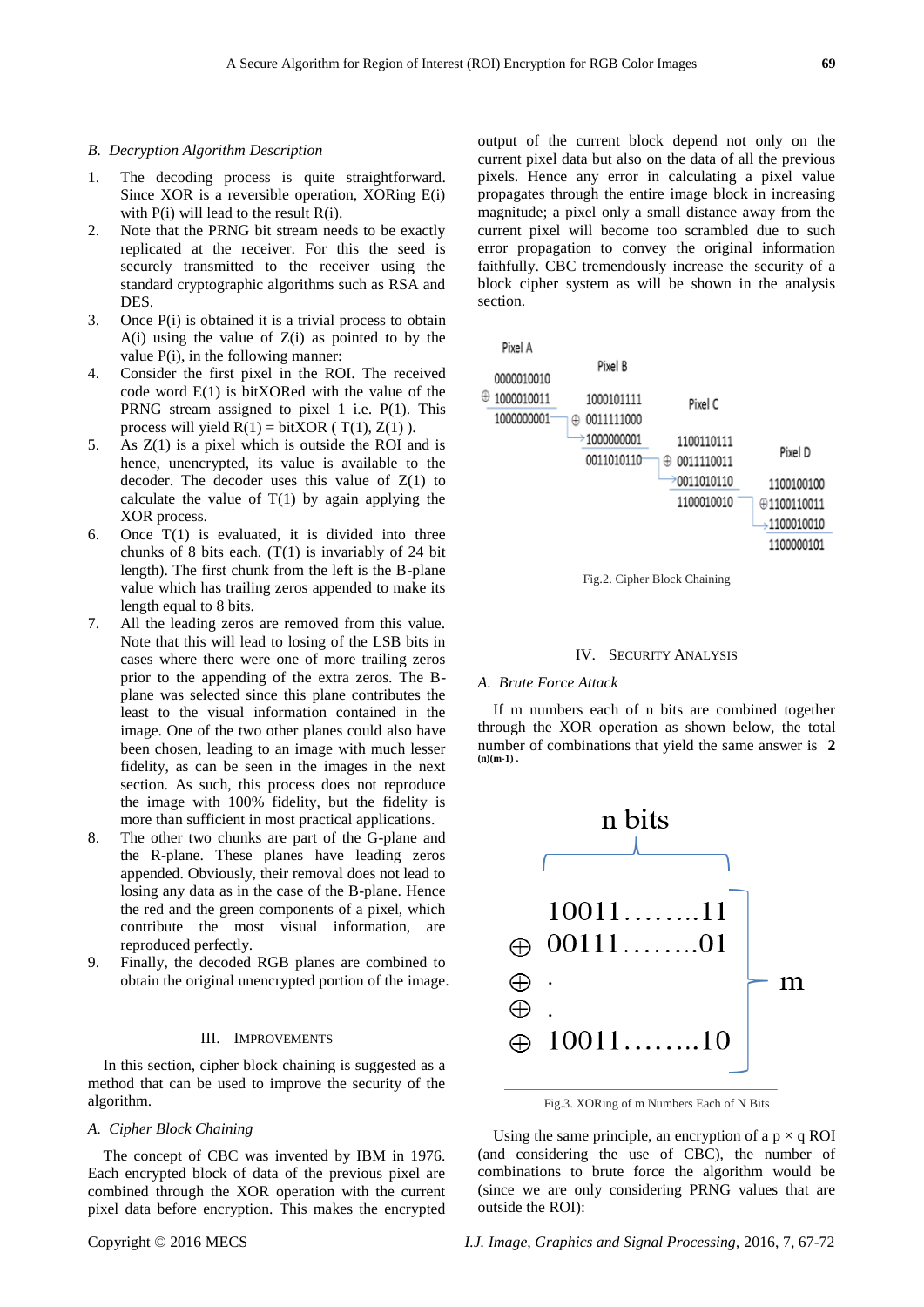### B. Decryption Algorithm Description

1. The decoding process is quite straightforward. Since XOR is a reversible operation, XORing E(i) with P(i) will lead to the result R(i).
2. Note that the PRNG bit stream needs to be exactly replicated at the receiver. For this the seed is securely transmitted to the receiver using the standard cryptographic algorithms such as RSA and DES.
3. Once P(i) is obtained it is a trivial process to obtain A(i) using the value of Z(i) as pointed to by the value P(i), in the following manner:
4. Consider the first pixel in the ROI. The received code word E(1) is bitXORed with the value of the PRNG stream assigned to pixel 1 i.e. P(1). This process will yield R(1) = bitXOR ( T(1), Z(1) ).
5. As Z(1) is a pixel which is outside the ROI and is hence, unencrypted, its value is available to the decoder. The decoder uses this value of Z(1) to calculate the value of T(1) by again applying the XOR process.
6. Once T(1) is evaluated, it is divided into three chunks of 8 bits each. (T(1) is invariably of 24 bit length). The first chunk from the left is the B-plane value which has trailing zeros appended to make its length equal to 8 bits.
7. All the leading zeros are removed from this value. Note that this will lead to losing of the LSB bits in cases where there were one of more trailing zeros prior to the appending of the extra zeros. The B-plane was selected since this plane contributes the least to the visual information contained in the image. One of the two other planes could also have been chosen, leading to an image with much lesser fidelity, as can be seen in the images in the next section. As such, this process does not reproduce the image with 100% fidelity, but the fidelity is more than sufficient in most practical applications.
8. The other two chunks are part of the G-plane and the R-plane. These planes have leading zeros appended. Obviously, their removal does not lead to losing any data as in the case of the B-plane. Hence the red and the green components of a pixel, which contribute the most visual information, are reproduced perfectly.
9. Finally, the decoded RGB planes are combined to obtain the original unencrypted portion of the image.

## III. Improvements

In this section, cipher block chaining is suggested as a method that can be used to improve the security of the algorithm.

### A. Cipher Block Chaining

The concept of CBC was invented by IBM in 1976. Each encrypted block of data of the previous pixel are combined through the XOR operation with the current pixel data before encryption. This makes the encrypted output of the current block depend not only on the current pixel data but also on the data of all the previous pixels. Hence any error in calculating a pixel value propagates through the entire image block in increasing magnitude; a pixel only a small distance away from the current pixel will become too scrambled due to such error propagation to convey the original information faithfully. CBC tremendously increase the security of a block cipher system as will be shown in the analysis section.

| Pixel A | Pixel B | Pixel C | Pixel D |
|---|---|---|---|
| 0000010010 | | | |
| ⊕ 1000010011 | 1000101111 | | |
| 1000000001 | ⊕ 0011111000 | | |
| | 1000000001 | 1100110111 | |
| | 0011010110 | ⊕ 0011110011 | |
| | | 0011010110 | 1100100100 |
| | | 1100010010 | ⊕1100110011 |
| | | | 1100010010 |
| | | | 1100000101 |

Fig.2. Cipher Block Chaining

## IV. Security Analysis

### A. Brute Force Attack

If m numbers each of n bits are combined together through the XOR operation as shown below, the total number of combinations that yield the same answer is $2^{(n)(m-1)}$.

$$
\left.
\begin{array}{rl}
 & 10011........11 \\
\oplus & 00111........01 \\
\oplus & . \\
\oplus & . \\
\oplus & 10011........10
\end{array}
\right\} m
\qquad \text{(each row: } n \text{ bits)}
$$

Fig.3. XORing of m Numbers Each of N Bits

Using the same principle, an encryption of a p × q ROI (and considering the use of CBC), the number of combinations to brute force the algorithm would be (since we are only considering PRNG values that are outside the ROI):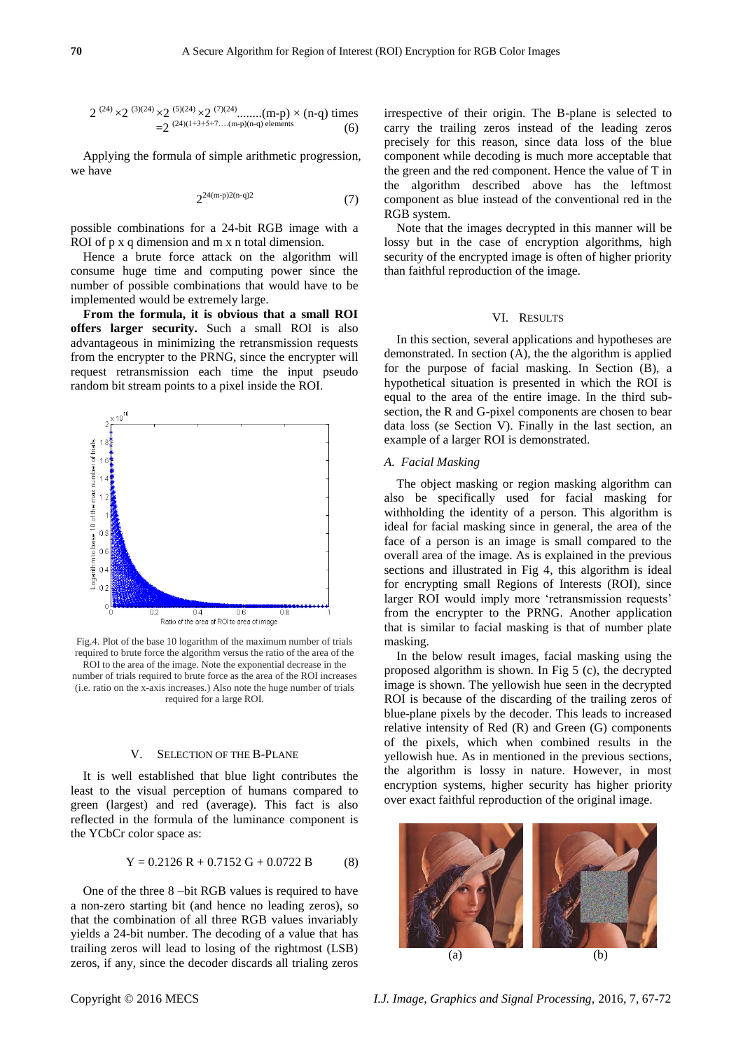$$2^{(24)} \times 2^{(3)(24)} \times 2^{(5)(24)} \times 2^{(7)(24)} \ldots\ldots(m-p) \times (n-q) \text{ times}$$
$$= 2^{(24)(1+3+5+7\ldots(m-p)(n-q) \text{ elements}} \quad (6)$$

Applying the formula of simple arithmetic progression, we have

$$2^{24(m-p)2(n-q)2} \quad (7)$$

possible combinations for a 24-bit RGB image with a ROI of p x q dimension and m x n total dimension.

Hence a brute force attack on the algorithm will consume huge time and computing power since the number of possible combinations that would have to be implemented would be extremely large.

**From the formula, it is obvious that a small ROI offers larger security.** Such a small ROI is also advantageous in minimizing the retransmission requests from the encrypter to the PRNG, since the encrypter will request retransmission each time the input pseudo random bit stream points to a pixel inside the ROI.

Fig.4. Plot of the base 10 logarithm of the maximum number of trials required to brute force the algorithm versus the ratio of the area of the ROI to the area of the image. Note the exponential decrease in the number of trials required to brute force as the area of the ROI increases (i.e. ratio on the x-axis increases.) Also note the huge number of trials required for a large ROI.

## V. SELECTION OF THE B-PLANE

It is well established that blue light contributes the least to the visual perception of humans compared to green (largest) and red (average). This fact is also reflected in the formula of the luminance component is the YCbCr color space as:

$$Y = 0.2126\ R + 0.7152\ G + 0.0722\ B \quad (8)$$

One of the three 8 –bit RGB values is required to have a non-zero starting bit (and hence no leading zeros), so that the combination of all three RGB values invariably yields a 24-bit number. The decoding of a value that has trailing zeros will lead to losing of the rightmost (LSB) zeros, if any, since the decoder discards all trialing zeros irrespective of their origin. The B-plane is selected to carry the trailing zeros instead of the leading zeros precisely for this reason, since data loss of the blue component while decoding is much more acceptable that the green and the red component. Hence the value of T in the algorithm described above has the leftmost component as blue instead of the conventional red in the RGB system.

Note that the images decrypted in this manner will be lossy but in the case of encryption algorithms, high security of the encrypted image is often of higher priority than faithful reproduction of the image.

## VI. RESULTS

In this section, several applications and hypotheses are demonstrated. In section (A), the the algorithm is applied for the purpose of facial masking. In Section (B), a hypothetical situation is presented in which the ROI is equal to the area of the entire image. In the third sub-section, the R and G-pixel components are chosen to bear data loss (se Section V). Finally in the last section, an example of a larger ROI is demonstrated.

### *A. Facial Masking*

The object masking or region masking algorithm can also be specifically used for facial masking for withholding the identity of a person. This algorithm is ideal for facial masking since in general, the area of the face of a person is an image is small compared to the overall area of the image. As is explained in the previous sections and illustrated in Fig 4, this algorithm is ideal for encrypting small Regions of Interests (ROI), since larger ROI would imply more 'retransmission requests' from the encrypter to the PRNG. Another application that is similar to facial masking is that of number plate masking.

In the below result images, facial masking using the proposed algorithm is shown. In Fig 5 (c), the decrypted image is shown. The yellowish hue seen in the decrypted ROI is because of the discarding of the trailing zeros of blue-plane pixels by the decoder. This leads to increased relative intensity of Red (R) and Green (G) components of the pixels, which when combined results in the yellowish hue. As in mentioned in the previous sections, the algorithm is lossy in nature. However, in most encryption systems, higher security has higher priority over exact faithful reproduction of the original image.

(a) (b)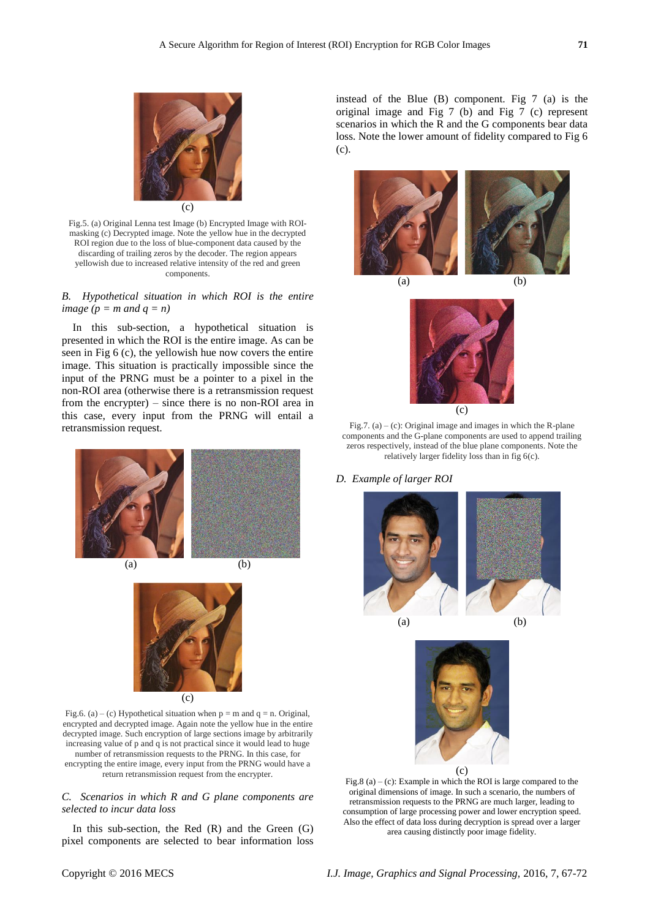(c)

Fig.5. (a) Original Lenna test Image (b) Encrypted Image with ROI-masking (c) Decrypted image. Note the yellow hue in the decrypted ROI region due to the loss of blue-component data caused by the discarding of trailing zeros by the decoder. The region appears yellowish due to increased relative intensity of the red and green components.

### *B. Hypothetical situation in which ROI is the entire image (p = m and q = n)*

In this sub-section, a hypothetical situation is presented in which the ROI is the entire image. As can be seen in Fig 6 (c), the yellowish hue now covers the entire image. This situation is practically impossible since the input of the PRNG must be a pointer to a pixel in the non-ROI area (otherwise there is a retransmission request from the encrypter) – since there is no non-ROI area in this case, every input from the PRNG will entail a retransmission request.

(a) (b)

(c)

Fig.6. (a) – (c) Hypothetical situation when p = m and q = n. Original, encrypted and decrypted image. Again note the yellow hue in the entire decrypted image. Such encryption of large sections image by arbitrarily increasing value of p and q is not practical since it would lead to huge number of retransmission requests to the PRNG. In this case, for encrypting the entire image, every input from the PRNG would have a return retransmission request from the encrypter.

### *C. Scenarios in which R and G plane components are selected to incur data loss*

In this sub-section, the Red (R) and the Green (G) pixel components are selected to bear information loss instead of the Blue (B) component. Fig 7 (a) is the original image and Fig 7 (b) and Fig 7 (c) represent scenarios in which the R and the G components bear data loss. Note the lower amount of fidelity compared to Fig 6 (c).

(a) (b)

(c)

Fig.7. (a) – (c): Original image and images in which the R-plane components and the G-plane components are used to append trailing zeros respectively, instead of the blue plane components. Note the relatively larger fidelity loss than in fig 6(c).

### *D. Example of larger ROI*

(a) (b)

(c)

Fig.8 (a) – (c): Example in which the ROI is large compared to the original dimensions of image. In such a scenario, the numbers of retransmission requests to the PRNG are much larger, leading to consumption of large processing power and lower encryption speed. Also the effect of data loss during decryption is spread over a larger area causing distinctly poor image fidelity.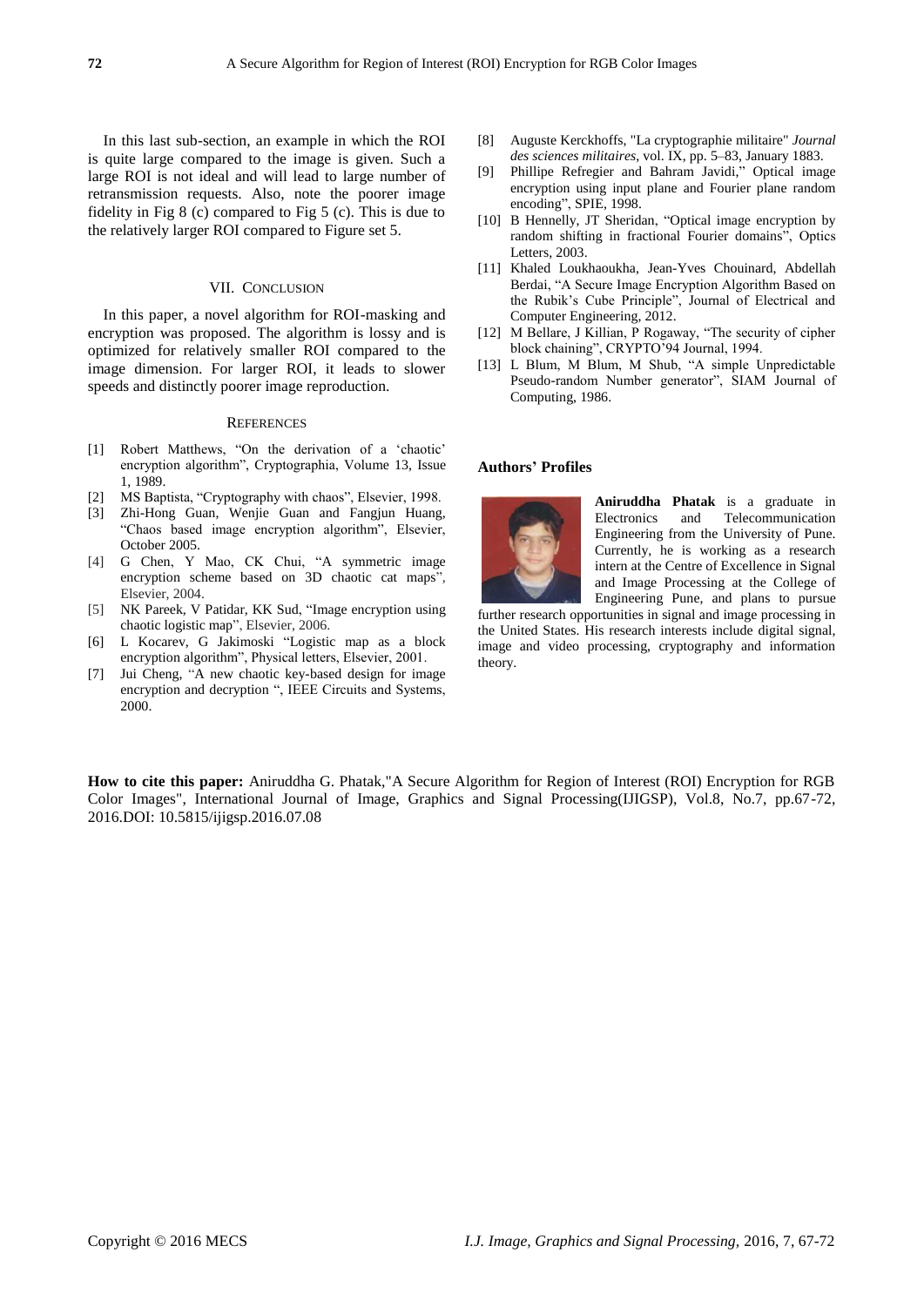In this last sub-section, an example in which the ROI is quite large compared to the image is given. Such a large ROI is not ideal and will lead to large number of retransmission requests. Also, note the poorer image fidelity in Fig 8 (c) compared to Fig 5 (c). This is due to the relatively larger ROI compared to Figure set 5.

## VII. Conclusion

In this paper, a novel algorithm for ROI-masking and encryption was proposed. The algorithm is lossy and is optimized for relatively smaller ROI compared to the image dimension. For larger ROI, it leads to slower speeds and distinctly poorer image reproduction.

## References

[1] Robert Matthews, "On the derivation of a 'chaotic' encryption algorithm", Cryptographia, Volume 13, Issue 1, 1989.

[2] MS Baptista, "Cryptography with chaos", Elsevier, 1998.

[3] Zhi-Hong Guan, Wenjie Guan and Fangjun Huang, "Chaos based image encryption algorithm", Elsevier, October 2005.

[4] G Chen, Y Mao, CK Chui, "A symmetric image encryption scheme based on 3D chaotic cat maps", Elsevier, 2004.

[5] NK Pareek, V Patidar, KK Sud, "Image encryption using chaotic logistic map", Elsevier, 2006.

[6] L Kocarev, G Jakimoski "Logistic map as a block encryption algorithm", Physical letters, Elsevier, 2001.

[7] Jui Cheng, "A new chaotic key-based design for image encryption and decryption ", IEEE Circuits and Systems, 2000.

[8] Auguste Kerckhoffs, "La cryptographie militaire" *Journal des sciences militaires*, vol. IX, pp. 5–83, January 1883.

[9] Phillipe Refregier and Bahram Javidi," Optical image encryption using input plane and Fourier plane random encoding", SPIE, 1998.

[10] B Hennelly, JT Sheridan, "Optical image encryption by random shifting in fractional Fourier domains", Optics Letters, 2003.

[11] Khaled Loukhaoukha, Jean-Yves Chouinard, Abdellah Berdai, "A Secure Image Encryption Algorithm Based on the Rubik's Cube Principle", Journal of Electrical and Computer Engineering, 2012.

[12] M Bellare, J Killian, P Rogaway, "The security of cipher block chaining", CRYPTO'94 Journal, 1994.

[13] L Blum, M Blum, M Shub, "A simple Unpredictable Pseudo-random Number generator", SIAM Journal of Computing, 1986.

### Authors' Profiles

**Aniruddha Phatak** is a graduate in Electronics and Telecommunication Engineering from the University of Pune. Currently, he is working as a research intern at the Centre of Excellence in Signal and Image Processing at the College of Engineering Pune, and plans to pursue further research opportunities in signal and image processing in the United States. His research interests include digital signal, image and video processing, cryptography and information theory.

**How to cite this paper:** Aniruddha G. Phatak,"A Secure Algorithm for Region of Interest (ROI) Encryption for RGB Color Images", International Journal of Image, Graphics and Signal Processing(IJIGSP), Vol.8, No.7, pp.67-72, 2016.DOI: 10.5815/ijigsp.2016.07.08